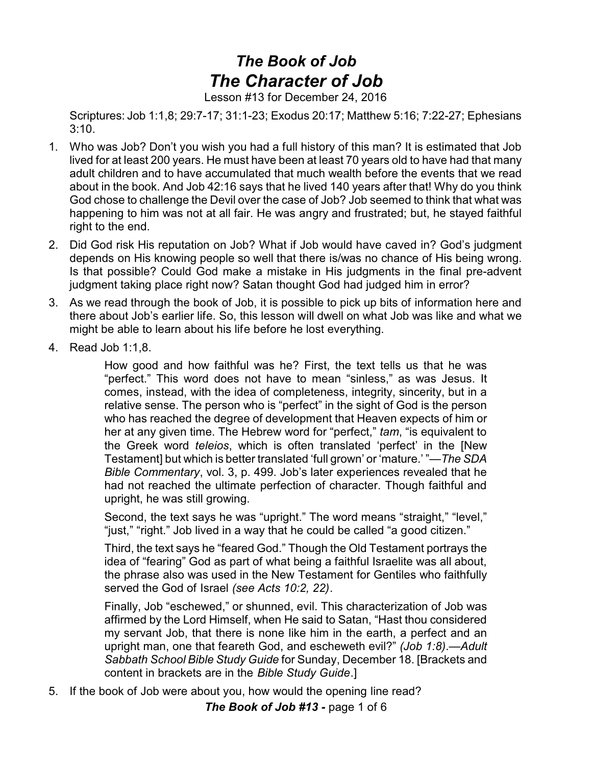# *The Book of Job*
## *The Character of Job*

Lesson #13 for December 24, 2016

Scriptures: Job 1:1,8; 29:7-17; 31:1-23; Exodus 20:17; Matthew 5:16; 7:22-27; Ephesians 3:10.

1. Who was Job? Don't you wish you had a full history of this man? It is estimated that Job lived for at least 200 years. He must have been at least 70 years old to have had that many adult children and to have accumulated that much wealth before the events that we read about in the book. And Job 42:16 says that he lived 140 years after that! Why do you think God chose to challenge the Devil over the case of Job? Job seemed to think that what was happening to him was not at all fair. He was angry and frustrated; but, he stayed faithful right to the end.
2. Did God risk His reputation on Job? What if Job would have caved in? God's judgment depends on His knowing people so well that there is/was no chance of His being wrong. Is that possible? Could God make a mistake in His judgments in the final pre-advent judgment taking place right now? Satan thought God had judged him in error?
3. As we read through the book of Job, it is possible to pick up bits of information here and there about Job's earlier life. So, this lesson will dwell on what Job was like and what we might be able to learn about his life before he lost everything.
4. Read Job 1:1,8.

   > How good and how faithful was he? First, the text tells us that he was "perfect." This word does not have to mean "sinless," as was Jesus. It comes, instead, with the idea of completeness, integrity, sincerity, but in a relative sense. The person who is "perfect" in the sight of God is the person who has reached the degree of development that Heaven expects of him or her at any given time. The Hebrew word for "perfect," *tam*, "is equivalent to the Greek word *teleios*, which is often translated 'perfect' in the [New Testament] but which is better translated 'full grown' or 'mature.' "—*The SDA Bible Commentary*, vol. 3, p. 499. Job's later experiences revealed that he had not reached the ultimate perfection of character. Though faithful and upright, he was still growing.
   >
   > Second, the text says he was "upright." The word means "straight," "level," "just," "right." Job lived in a way that he could be called "a good citizen."
   >
   > Third, the text says he "feared God." Though the Old Testament portrays the idea of "fearing" God as part of what being a faithful Israelite was all about, the phrase also was used in the New Testament for Gentiles who faithfully served the God of Israel *(see Acts 10:2, 22)*.
   >
   > Finally, Job "eschewed," or shunned, evil. This characterization of Job was affirmed by the Lord Himself, when He said to Satan, "Hast thou considered my servant Job, that there is none like him in the earth, a perfect and an upright man, one that feareth God, and escheweth evil?" *(Job 1:8)*.—*Adult Sabbath School Bible Study Guide* for Sunday, December 18. [Brackets and content in brackets are in the *Bible Study Guide*.]

5. If the book of Job were about you, how would the opening line read?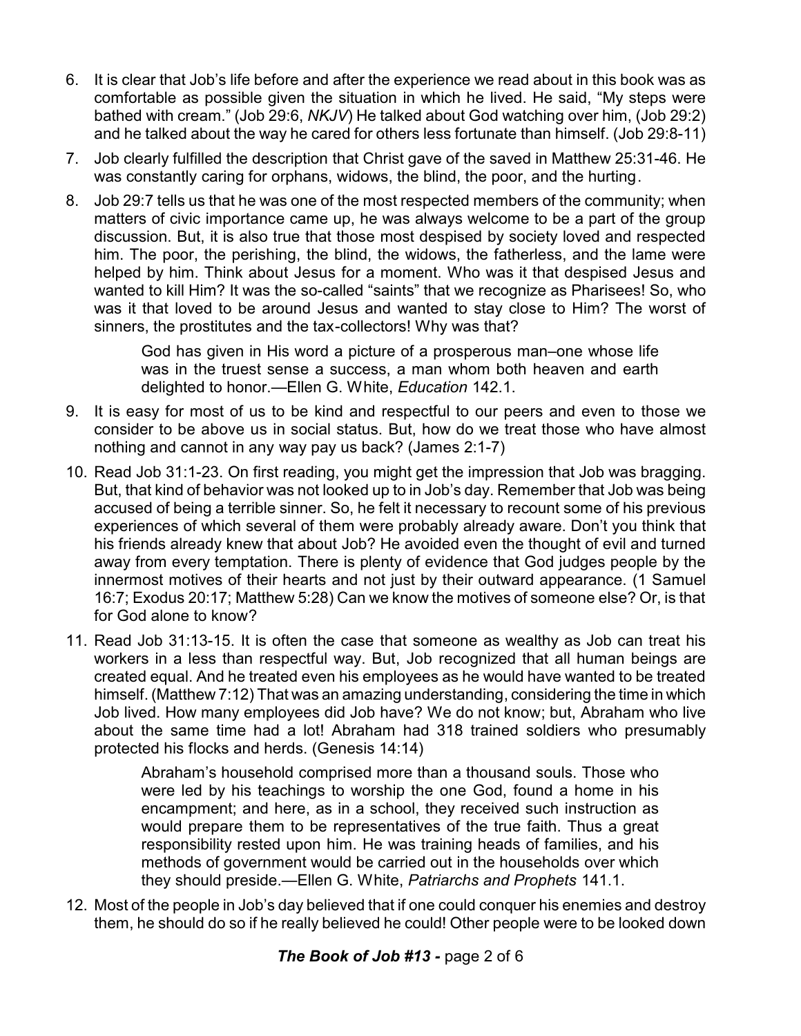6. It is clear that Job's life before and after the experience we read about in this book was as comfortable as possible given the situation in which he lived. He said, "My steps were bathed with cream." (Job 29:6, *NKJV*) He talked about God watching over him, (Job 29:2) and he talked about the way he cared for others less fortunate than himself. (Job 29:8-11)

7. Job clearly fulfilled the description that Christ gave of the saved in Matthew 25:31-46. He was constantly caring for orphans, widows, the blind, the poor, and the hurting.

8. Job 29:7 tells us that he was one of the most respected members of the community; when matters of civic importance came up, he was always welcome to be a part of the group discussion. But, it is also true that those most despised by society loved and respected him. The poor, the perishing, the blind, the widows, the fatherless, and the lame were helped by him. Think about Jesus for a moment. Who was it that despised Jesus and wanted to kill Him? It was the so-called "saints" that we recognize as Pharisees! So, who was it that loved to be around Jesus and wanted to stay close to Him? The worst of sinners, the prostitutes and the tax-collectors! Why was that?

   > God has given in His word a picture of a prosperous man–one whose life was in the truest sense a success, a man whom both heaven and earth delighted to honor.—Ellen G. White, *Education* 142.1.

9. It is easy for most of us to be kind and respectful to our peers and even to those we consider to be above us in social status. But, how do we treat those who have almost nothing and cannot in any way pay us back? (James 2:1-7)

10. Read Job 31:1-23. On first reading, you might get the impression that Job was bragging. But, that kind of behavior was not looked up to in Job's day. Remember that Job was being accused of being a terrible sinner. So, he felt it necessary to recount some of his previous experiences of which several of them were probably already aware. Don't you think that his friends already knew that about Job? He avoided even the thought of evil and turned away from every temptation. There is plenty of evidence that God judges people by the innermost motives of their hearts and not just by their outward appearance. (1 Samuel 16:7; Exodus 20:17; Matthew 5:28) Can we know the motives of someone else? Or, is that for God alone to know?

11. Read Job 31:13-15. It is often the case that someone as wealthy as Job can treat his workers in a less than respectful way. But, Job recognized that all human beings are created equal. And he treated even his employees as he would have wanted to be treated himself. (Matthew 7:12) That was an amazing understanding, considering the time in which Job lived. How many employees did Job have? We do not know; but, Abraham who live about the same time had a lot! Abraham had 318 trained soldiers who presumably protected his flocks and herds. (Genesis 14:14)

   > Abraham's household comprised more than a thousand souls. Those who were led by his teachings to worship the one God, found a home in his encampment; and here, as in a school, they received such instruction as would prepare them to be representatives of the true faith. Thus a great responsibility rested upon him. He was training heads of families, and his methods of government would be carried out in the households over which they should preside.—Ellen G. White, *Patriarchs and Prophets* 141.1.

12. Most of the people in Job's day believed that if one could conquer his enemies and destroy them, he should do so if he really believed he could! Other people were to be looked down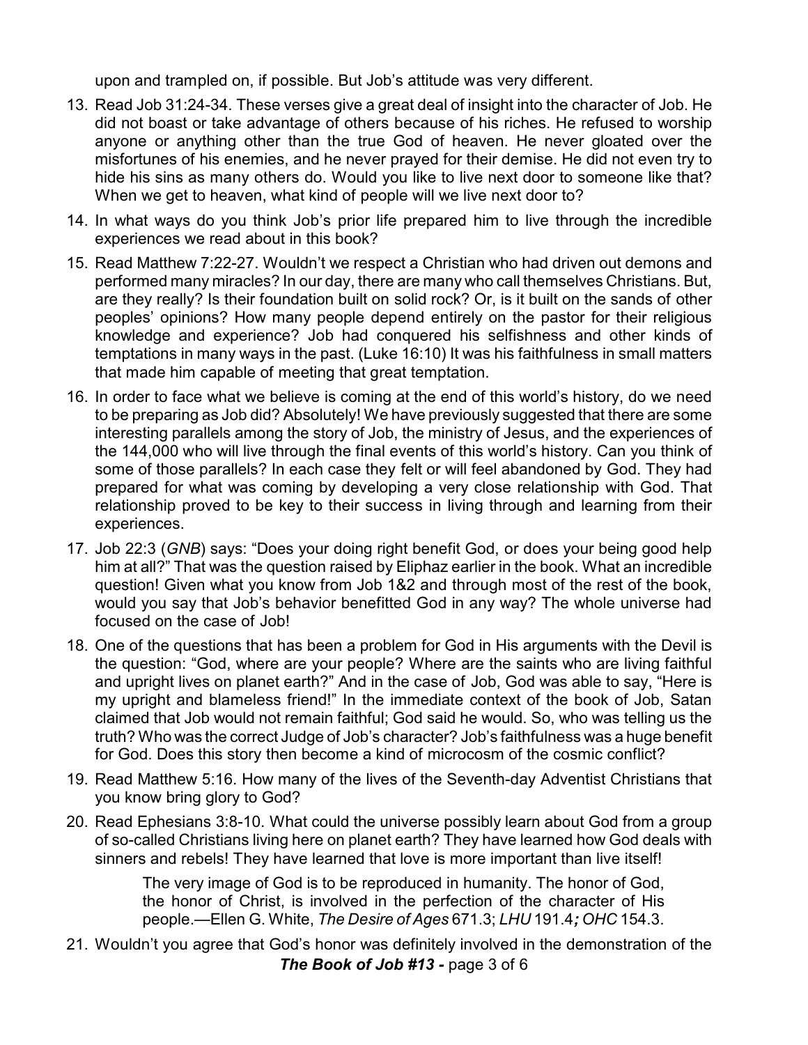upon and trampled on, if possible. But Job's attitude was very different.

13. Read Job 31:24-34. These verses give a great deal of insight into the character of Job. He did not boast or take advantage of others because of his riches. He refused to worship anyone or anything other than the true God of heaven. He never gloated over the misfortunes of his enemies, and he never prayed for their demise. He did not even try to hide his sins as many others do. Would you like to live next door to someone like that? When we get to heaven, what kind of people will we live next door to?

14. In what ways do you think Job's prior life prepared him to live through the incredible experiences we read about in this book?

15. Read Matthew 7:22-27. Wouldn't we respect a Christian who had driven out demons and performed many miracles? In our day, there are many who call themselves Christians. But, are they really? Is their foundation built on solid rock? Or, is it built on the sands of other peoples' opinions? How many people depend entirely on the pastor for their religious knowledge and experience? Job had conquered his selfishness and other kinds of temptations in many ways in the past. (Luke 16:10) It was his faithfulness in small matters that made him capable of meeting that great temptation.

16. In order to face what we believe is coming at the end of this world's history, do we need to be preparing as Job did? Absolutely! We have previously suggested that there are some interesting parallels among the story of Job, the ministry of Jesus, and the experiences of the 144,000 who will live through the final events of this world's history. Can you think of some of those parallels? In each case they felt or will feel abandoned by God. They had prepared for what was coming by developing a very close relationship with God. That relationship proved to be key to their success in living through and learning from their experiences.

17. Job 22:3 (*GNB*) says: "Does your doing right benefit God, or does your being good help him at all?" That was the question raised by Eliphaz earlier in the book. What an incredible question! Given what you know from Job 1&2 and through most of the rest of the book, would you say that Job's behavior benefitted God in any way? The whole universe had focused on the case of Job!

18. One of the questions that has been a problem for God in His arguments with the Devil is the question: "God, where are your people? Where are the saints who are living faithful and upright lives on planet earth?" And in the case of Job, God was able to say, "Here is my upright and blameless friend!" In the immediate context of the book of Job, Satan claimed that Job would not remain faithful; God said he would. So, who was telling us the truth? Who was the correct Judge of Job's character? Job's faithfulness was a huge benefit for God. Does this story then become a kind of microcosm of the cosmic conflict?

19. Read Matthew 5:16. How many of the lives of the Seventh-day Adventist Christians that you know bring glory to God?

20. Read Ephesians 3:8-10. What could the universe possibly learn about God from a group of so-called Christians living here on planet earth? They have learned how God deals with sinners and rebels! They have learned that love is more important than live itself!

    > The very image of God is to be reproduced in humanity. The honor of God, the honor of Christ, is involved in the perfection of the character of His people.—Ellen G. White, *The Desire of Ages* 671.3; *LHU* 191.4**;** *OHC* 154.3.

21. Wouldn't you agree that God's honor was definitely involved in the demonstration of the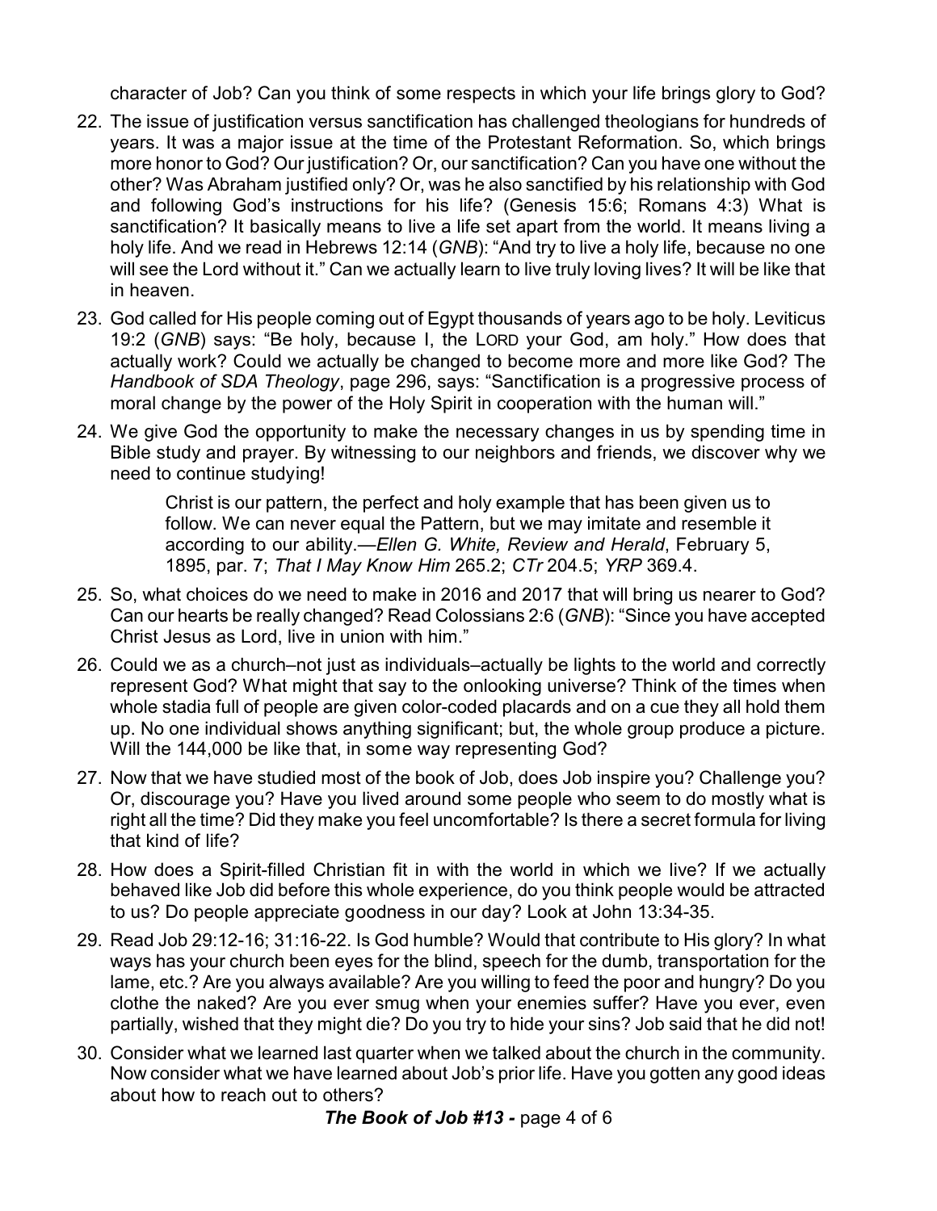character of Job? Can you think of some respects in which your life brings glory to God?

22. The issue of justification versus sanctification has challenged theologians for hundreds of years. It was a major issue at the time of the Protestant Reformation. So, which brings more honor to God? Our justification? Or, our sanctification? Can you have one without the other? Was Abraham justified only? Or, was he also sanctified by his relationship with God and following God's instructions for his life? (Genesis 15:6; Romans 4:3) What is sanctification? It basically means to live a life set apart from the world. It means living a holy life. And we read in Hebrews 12:14 (*GNB*): "And try to live a holy life, because no one will see the Lord without it." Can we actually learn to live truly loving lives? It will be like that in heaven.
23. God called for His people coming out of Egypt thousands of years ago to be holy. Leviticus 19:2 (*GNB*) says: "Be holy, because I, the LORD your God, am holy." How does that actually work? Could we actually be changed to become more and more like God? The *Handbook of SDA Theology*, page 296, says: "Sanctification is a progressive process of moral change by the power of the Holy Spirit in cooperation with the human will."
24. We give God the opportunity to make the necessary changes in us by spending time in Bible study and prayer. By witnessing to our neighbors and friends, we discover why we need to continue studying!

    > Christ is our pattern, the perfect and holy example that has been given us to follow. We can never equal the Pattern, but we may imitate and resemble it according to our ability.—*Ellen G. White, Review and Herald*, February 5, 1895, par. 7; *That I May Know Him* 265.2; *CTr* 204.5; *YRP* 369.4.

25. So, what choices do we need to make in 2016 and 2017 that will bring us nearer to God? Can our hearts be really changed? Read Colossians 2:6 (*GNB*): "Since you have accepted Christ Jesus as Lord, live in union with him."
26. Could we as a church–not just as individuals–actually be lights to the world and correctly represent God? What might that say to the onlooking universe? Think of the times when whole stadia full of people are given color-coded placards and on a cue they all hold them up. No one individual shows anything significant; but, the whole group produce a picture. Will the 144,000 be like that, in some way representing God?
27. Now that we have studied most of the book of Job, does Job inspire you? Challenge you? Or, discourage you? Have you lived around some people who seem to do mostly what is right all the time? Did they make you feel uncomfortable? Is there a secret formula for living that kind of life?
28. How does a Spirit-filled Christian fit in with the world in which we live? If we actually behaved like Job did before this whole experience, do you think people would be attracted to us? Do people appreciate goodness in our day? Look at John 13:34-35.
29. Read Job 29:12-16; 31:16-22. Is God humble? Would that contribute to His glory? In what ways has your church been eyes for the blind, speech for the dumb, transportation for the lame, etc.? Are you always available? Are you willing to feed the poor and hungry? Do you clothe the naked? Are you ever smug when your enemies suffer? Have you ever, even partially, wished that they might die? Do you try to hide your sins? Job said that he did not!
30. Consider what we learned last quarter when we talked about the church in the community. Now consider what we have learned about Job's prior life. Have you gotten any good ideas about how to reach out to others?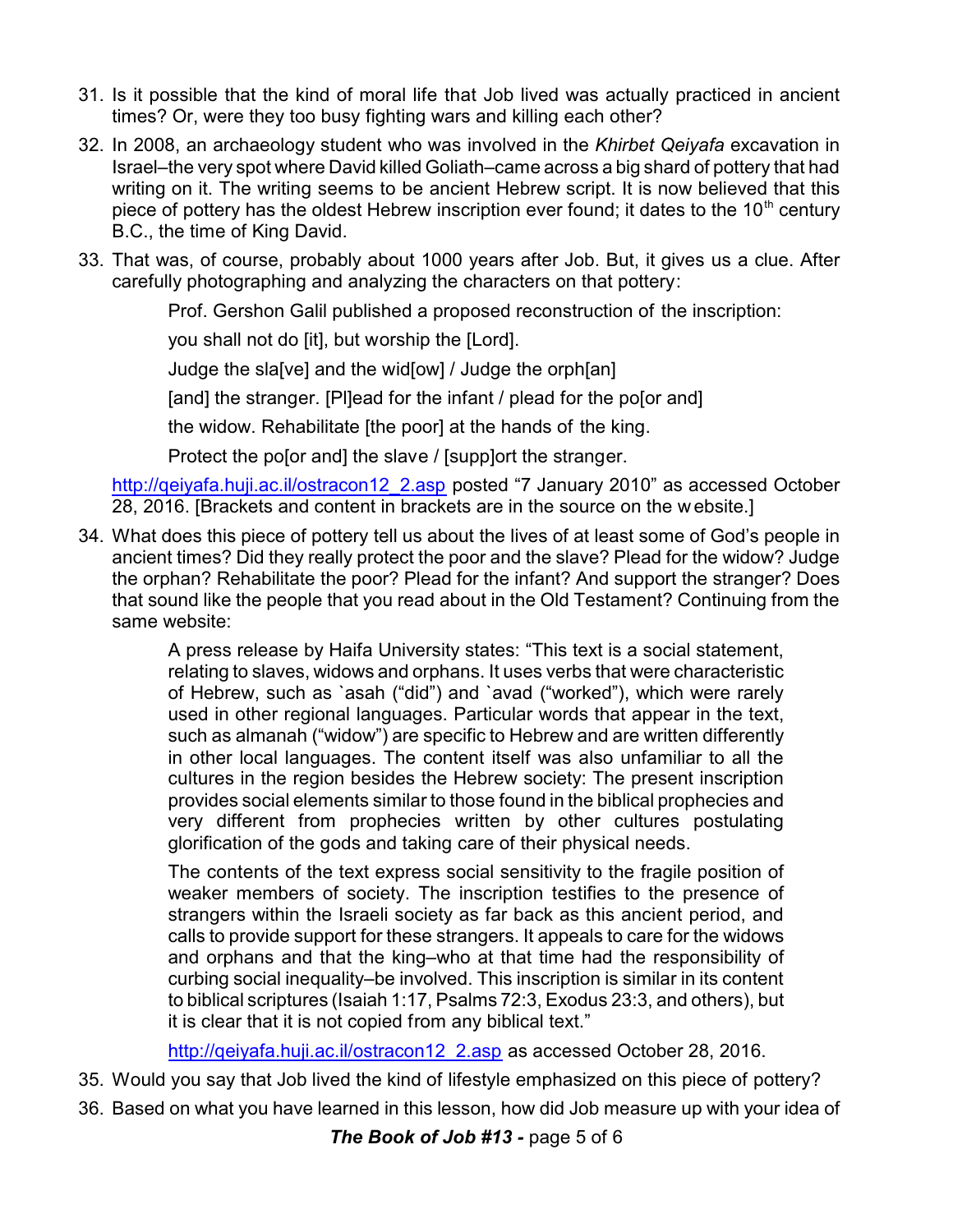31. Is it possible that the kind of moral life that Job lived was actually practiced in ancient times? Or, were they too busy fighting wars and killing each other?
32. In 2008, an archaeology student who was involved in the *Khirbet Qeiyafa* excavation in Israel–the very spot where David killed Goliath–came across a big shard of pottery that had writing on it. The writing seems to be ancient Hebrew script. It is now believed that this piece of pottery has the oldest Hebrew inscription ever found; it dates to the 10th century B.C., the time of King David.
33. That was, of course, probably about 1000 years after Job. But, it gives us a clue. After carefully photographing and analyzing the characters on that pottery:

    > Prof. Gershon Galil published a proposed reconstruction of the inscription:
    >
    > you shall not do [it], but worship the [Lord].
    >
    > Judge the sla[ve] and the wid[ow] / Judge the orph[an]
    >
    > [and] the stranger. [Pl]ead for the infant / plead for the po[or and]
    >
    > the widow. Rehabilitate [the poor] at the hands of the king.
    >
    > Protect the po[or and] the slave / [supp]ort the stranger.

    http://qeiyafa.huji.ac.il/ostracon12_2.asp posted "7 January 2010" as accessed October 28, 2016. [Brackets and content in brackets are in the source on the website.]

34. What does this piece of pottery tell us about the lives of at least some of God's people in ancient times? Did they really protect the poor and the slave? Plead for the widow? Judge the orphan? Rehabilitate the poor? Plead for the infant? And support the stranger? Does that sound like the people that you read about in the Old Testament? Continuing from the same website:

    > A press release by Haifa University states: "This text is a social statement, relating to slaves, widows and orphans. It uses verbs that were characteristic of Hebrew, such as `asah ("did") and `avad ("worked"), which were rarely used in other regional languages. Particular words that appear in the text, such as almanah ("widow") are specific to Hebrew and are written differently in other local languages. The content itself was also unfamiliar to all the cultures in the region besides the Hebrew society: The present inscription provides social elements similar to those found in the biblical prophecies and very different from prophecies written by other cultures postulating glorification of the gods and taking care of their physical needs.
    >
    > The contents of the text express social sensitivity to the fragile position of weaker members of society. The inscription testifies to the presence of strangers within the Israeli society as far back as this ancient period, and calls to provide support for these strangers. It appeals to care for the widows and orphans and that the king–who at that time had the responsibility of curbing social inequality–be involved. This inscription is similar in its content to biblical scriptures (Isaiah 1:17, Psalms 72:3, Exodus 23:3, and others), but it is clear that it is not copied from any biblical text."
    >
    > http://qeiyafa.huji.ac.il/ostracon12_2.asp as accessed October 28, 2016.

35. Would you say that Job lived the kind of lifestyle emphasized on this piece of pottery?
36. Based on what you have learned in this lesson, how did Job measure up with your idea of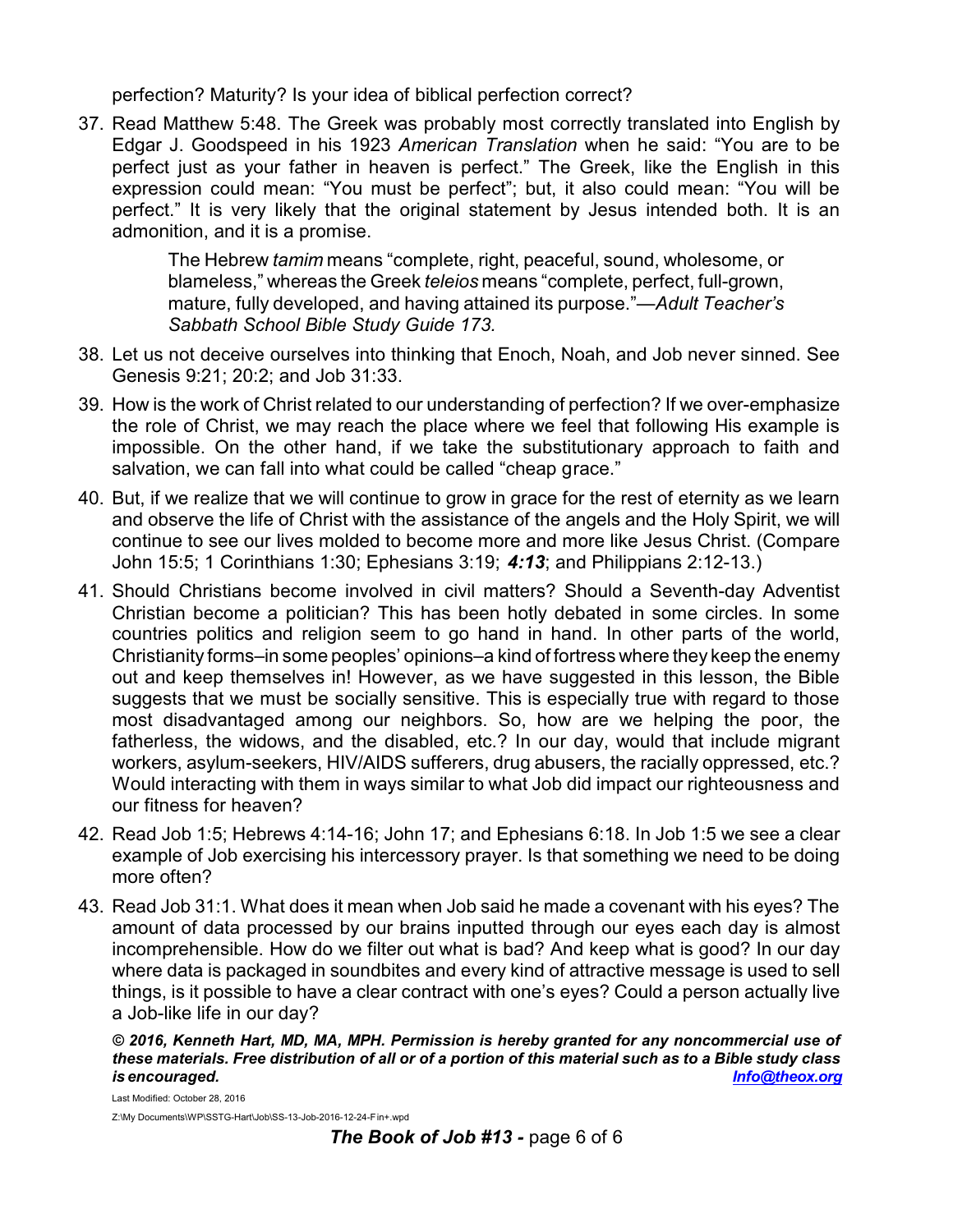perfection? Maturity? Is your idea of biblical perfection correct?

37. Read Matthew 5:48. The Greek was probably most correctly translated into English by Edgar J. Goodspeed in his 1923 *American Translation* when he said: "You are to be perfect just as your father in heaven is perfect." The Greek, like the English in this expression could mean: "You must be perfect"; but, it also could mean: "You will be perfect." It is very likely that the original statement by Jesus intended both. It is an admonition, and it is a promise.

    > The Hebrew *tamim* means "complete, right, peaceful, sound, wholesome, or blameless," whereas the Greek *teleios* means "complete, perfect, full-grown, mature, fully developed, and having attained its purpose."—*Adult Teacher's Sabbath School Bible Study Guide 173.*

38. Let us not deceive ourselves into thinking that Enoch, Noah, and Job never sinned. See Genesis 9:21; 20:2; and Job 31:33.

39. How is the work of Christ related to our understanding of perfection? If we over-emphasize the role of Christ, we may reach the place where we feel that following His example is impossible. On the other hand, if we take the substitutionary approach to faith and salvation, we can fall into what could be called "cheap grace."

40. But, if we realize that we will continue to grow in grace for the rest of eternity as we learn and observe the life of Christ with the assistance of the angels and the Holy Spirit, we will continue to see our lives molded to become more and more like Jesus Christ. (Compare John 15:5; 1 Corinthians 1:30; Ephesians 3:19; ***4:13***; and Philippians 2:12-13.)

41. Should Christians become involved in civil matters? Should a Seventh-day Adventist Christian become a politician? This has been hotly debated in some circles. In some countries politics and religion seem to go hand in hand. In other parts of the world, Christianity forms–in some peoples' opinions–a kind of fortress where they keep the enemy out and keep themselves in! However, as we have suggested in this lesson, the Bible suggests that we must be socially sensitive. This is especially true with regard to those most disadvantaged among our neighbors. So, how are we helping the poor, the fatherless, the widows, and the disabled, etc.? In our day, would that include migrant workers, asylum-seekers, HIV/AIDS sufferers, drug abusers, the racially oppressed, etc.? Would interacting with them in ways similar to what Job did impact our righteousness and our fitness for heaven?

42. Read Job 1:5; Hebrews 4:14-16; John 17; and Ephesians 6:18. In Job 1:5 we see a clear example of Job exercising his intercessory prayer. Is that something we need to be doing more often?

43. Read Job 31:1. What does it mean when Job said he made a covenant with his eyes? The amount of data processed by our brains inputted through our eyes each day is almost incomprehensible. How do we filter out what is bad? And keep what is good? In our day where data is packaged in soundbites and every kind of attractive message is used to sell things, is it possible to have a clear contract with one's eyes? Could a person actually live a Job-like life in our day?

***© 2016, Kenneth Hart, MD, MA, MPH. Permission is hereby granted for any noncommercial use of these materials. Free distribution of all or of a portion of this material such as to a Bible study class is encouraged.*** ***Info@theox.org***

Last Modified: October 28, 2016

Z:\My Documents\WP\SSTG-Hart\Job\SS-13-Job-2016-12-24-Fin+.wpd